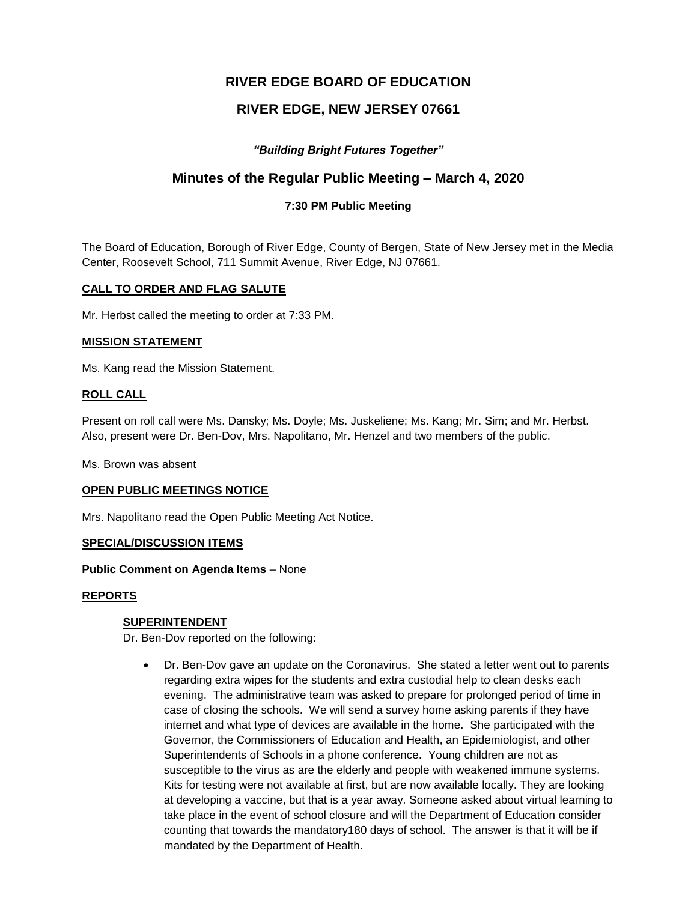# RIVER EDGE BOARD OF EDUCATION

# RIVER EDGE, NEW JERSEY 07661

***"Building Bright Futures Together"***

## Minutes of the Regular Public Meeting – March 4, 2020

### 7:30 PM Public Meeting

The Board of Education, Borough of River Edge, County of Bergen, State of New Jersey met in the Media Center, Roosevelt School, 711 Summit Avenue, River Edge, NJ 07661.

**CALL TO ORDER AND FLAG SALUTE**

Mr. Herbst called the meeting to order at 7:33 PM.

**MISSION STATEMENT**

Ms. Kang read the Mission Statement.

**ROLL CALL**

Present on roll call were Ms. Dansky; Ms. Doyle; Ms. Juskeliene; Ms. Kang; Mr. Sim; and Mr. Herbst. Also, present were Dr. Ben-Dov, Mrs. Napolitano, Mr. Henzel and two members of the public.

Ms. Brown was absent

**OPEN PUBLIC MEETINGS NOTICE**

Mrs. Napolitano read the Open Public Meeting Act Notice.

**SPECIAL/DISCUSSION ITEMS**

**Public Comment on Agenda Items** – None

**REPORTS**

**SUPERINTENDENT**

Dr. Ben-Dov reported on the following:

- Dr. Ben-Dov gave an update on the Coronavirus. She stated a letter went out to parents regarding extra wipes for the students and extra custodial help to clean desks each evening. The administrative team was asked to prepare for prolonged period of time in case of closing the schools. We will send a survey home asking parents if they have internet and what type of devices are available in the home. She participated with the Governor, the Commissioners of Education and Health, an Epidemiologist, and other Superintendents of Schools in a phone conference. Young children are not as susceptible to the virus as are the elderly and people with weakened immune systems. Kits for testing were not available at first, but are now available locally. They are looking at developing a vaccine, but that is a year away. Someone asked about virtual learning to take place in the event of school closure and will the Department of Education consider counting that towards the mandatory180 days of school. The answer is that it will be if mandated by the Department of Health.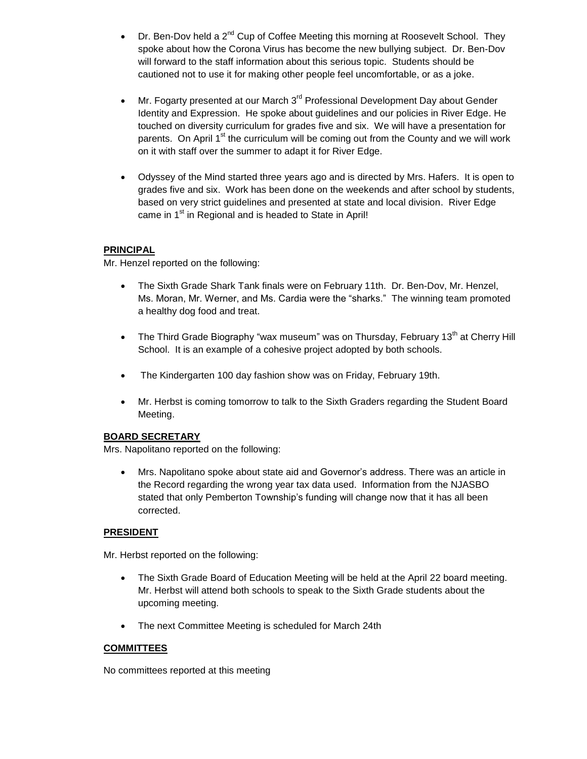- Dr. Ben-Dov held a 2nd Cup of Coffee Meeting this morning at Roosevelt School. They spoke about how the Corona Virus has become the new bullying subject. Dr. Ben-Dov will forward to the staff information about this serious topic. Students should be cautioned not to use it for making other people feel uncomfortable, or as a joke.

- Mr. Fogarty presented at our March 3rd Professional Development Day about Gender Identity and Expression. He spoke about guidelines and our policies in River Edge. He touched on diversity curriculum for grades five and six. We will have a presentation for parents. On April 1st the curriculum will be coming out from the County and we will work on it with staff over the summer to adapt it for River Edge.

- Odyssey of the Mind started three years ago and is directed by Mrs. Hafers. It is open to grades five and six. Work has been done on the weekends and after school by students, based on very strict guidelines and presented at state and local division. River Edge came in 1st in Regional and is headed to State in April!

## PRINCIPAL

Mr. Henzel reported on the following:

- The Sixth Grade Shark Tank finals were on February 11th. Dr. Ben-Dov, Mr. Henzel, Ms. Moran, Mr. Werner, and Ms. Cardia were the "sharks." The winning team promoted a healthy dog food and treat.

- The Third Grade Biography "wax museum" was on Thursday, February 13th at Cherry Hill School. It is an example of a cohesive project adopted by both schools.

- The Kindergarten 100 day fashion show was on Friday, February 19th.

- Mr. Herbst is coming tomorrow to talk to the Sixth Graders regarding the Student Board Meeting.

## BOARD SECRETARY

Mrs. Napolitano reported on the following:

- Mrs. Napolitano spoke about state aid and Governor's address. There was an article in the Record regarding the wrong year tax data used. Information from the NJASBO stated that only Pemberton Township's funding will change now that it has all been corrected.

## PRESIDENT

Mr. Herbst reported on the following:

- The Sixth Grade Board of Education Meeting will be held at the April 22 board meeting. Mr. Herbst will attend both schools to speak to the Sixth Grade students about the upcoming meeting.

- The next Committee Meeting is scheduled for March 24th

## COMMITTEES

No committees reported at this meeting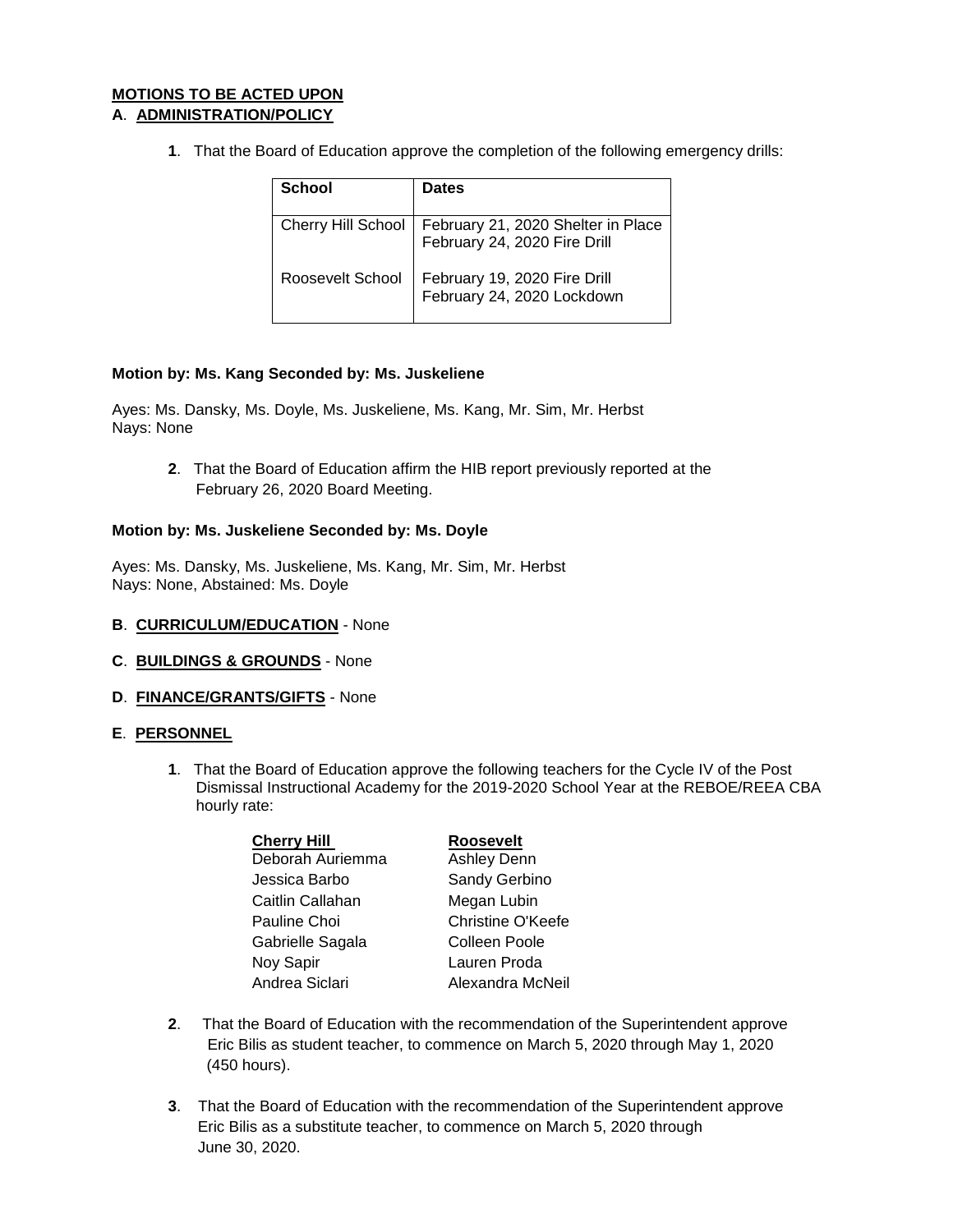**MOTIONS TO BE ACTED UPON**

**A. ADMINISTRATION/POLICY**

**1**. That the Board of Education approve the completion of the following emergency drills:

| School | Dates |
|---|---|
| Cherry Hill School | February 21, 2020 Shelter in Place<br>February 24, 2020 Fire Drill |
| Roosevelt School | February 19, 2020 Fire Drill<br>February 24, 2020 Lockdown |

**Motion by: Ms. Kang Seconded by: Ms. Juskeliene**

Ayes: Ms. Dansky, Ms. Doyle, Ms. Juskeliene, Ms. Kang, Mr. Sim, Mr. Herbst
Nays: None

**2**. That the Board of Education affirm the HIB report previously reported at the February 26, 2020 Board Meeting.

**Motion by: Ms. Juskeliene Seconded by: Ms. Doyle**

Ayes: Ms. Dansky, Ms. Juskeliene, Ms. Kang, Mr. Sim, Mr. Herbst
Nays: None, Abstained: Ms. Doyle

**B. CURRICULUM/EDUCATION** - None

**C. BUILDINGS & GROUNDS** - None

**D. FINANCE/GRANTS/GIFTS** - None

**E. PERSONNEL**

**1**. That the Board of Education approve the following teachers for the Cycle IV of the Post Dismissal Instructional Academy for the 2019-2020 School Year at the REBOE/REEA CBA hourly rate:

| Cherry Hill | Roosevelt |
|---|---|
| Deborah Auriemma | Ashley Denn |
| Jessica Barbo | Sandy Gerbino |
| Caitlin Callahan | Megan Lubin |
| Pauline Choi | Christine O'Keefe |
| Gabrielle Sagala | Colleen Poole |
| Noy Sapir | Lauren Proda |
| Andrea Siclari | Alexandra McNeil |

**2**. That the Board of Education with the recommendation of the Superintendent approve Eric Bilis as student teacher, to commence on March 5, 2020 through May 1, 2020 (450 hours).

**3**. That the Board of Education with the recommendation of the Superintendent approve Eric Bilis as a substitute teacher, to commence on March 5, 2020 through June 30, 2020.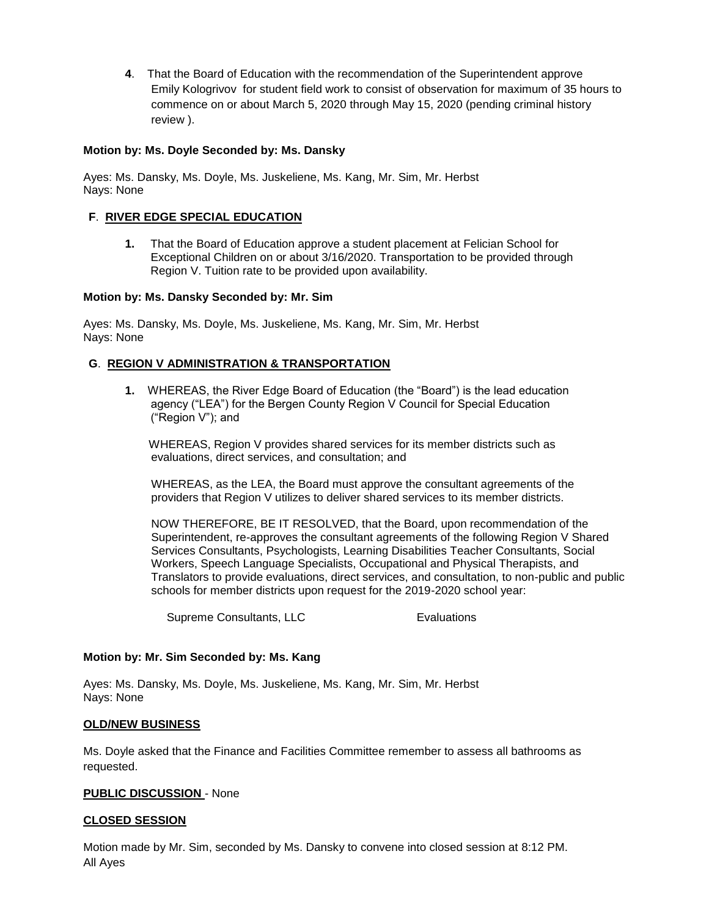4. That the Board of Education with the recommendation of the Superintendent approve Emily Kologrivov for student field work to consist of observation for maximum of 35 hours to commence on or about March 5, 2020 through May 15, 2020 (pending criminal history review ).

**Motion by: Ms. Doyle Seconded by: Ms. Dansky**

Ayes: Ms. Dansky, Ms. Doyle, Ms. Juskeliene, Ms. Kang, Mr. Sim, Mr. Herbst
Nays: None

**F. RIVER EDGE SPECIAL EDUCATION**

1. That the Board of Education approve a student placement at Felician School for Exceptional Children on or about 3/16/2020. Transportation to be provided through Region V. Tuition rate to be provided upon availability.

**Motion by: Ms. Dansky Seconded by: Mr. Sim**

Ayes: Ms. Dansky, Ms. Doyle, Ms. Juskeliene, Ms. Kang, Mr. Sim, Mr. Herbst
Nays: None

**G. REGION V ADMINISTRATION & TRANSPORTATION**

1. WHEREAS, the River Edge Board of Education (the "Board") is the lead education agency ("LEA") for the Bergen County Region V Council for Special Education ("Region V"); and

   WHEREAS, Region V provides shared services for its member districts such as evaluations, direct services, and consultation; and

   WHEREAS, as the LEA, the Board must approve the consultant agreements of the providers that Region V utilizes to deliver shared services to its member districts.

   NOW THEREFORE, BE IT RESOLVED, that the Board, upon recommendation of the Superintendent, re-approves the consultant agreements of the following Region V Shared Services Consultants, Psychologists, Learning Disabilities Teacher Consultants, Social Workers, Speech Language Specialists, Occupational and Physical Therapists, and Translators to provide evaluations, direct services, and consultation, to non-public and public schools for member districts upon request for the 2019-2020 school year:

   | | |
   |---|---|
   | Supreme Consultants, LLC | Evaluations |

**Motion by: Mr. Sim Seconded by: Ms. Kang**

Ayes: Ms. Dansky, Ms. Doyle, Ms. Juskeliene, Ms. Kang, Mr. Sim, Mr. Herbst
Nays: None

**OLD/NEW BUSINESS**

Ms. Doyle asked that the Finance and Facilities Committee remember to assess all bathrooms as requested.

**PUBLIC DISCUSSION** - None

**CLOSED SESSION**

Motion made by Mr. Sim, seconded by Ms. Dansky to convene into closed session at 8:12 PM.
All Ayes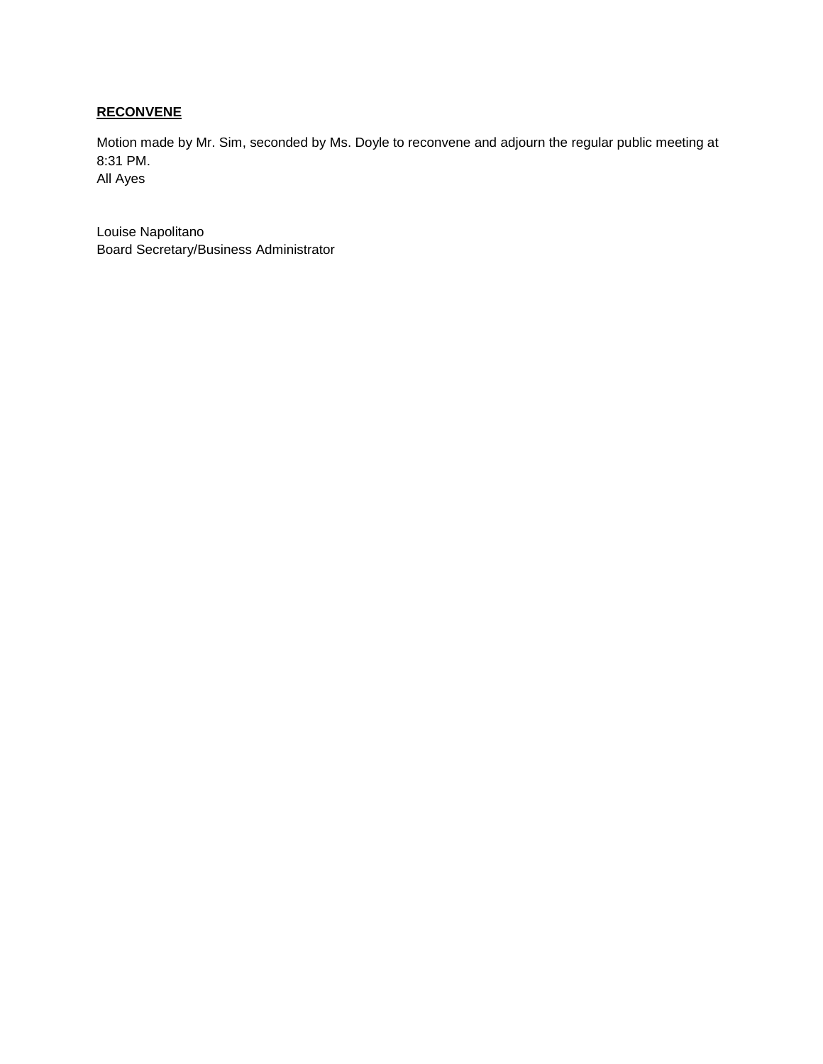**<u>RECONVENE</u>**

Motion made by Mr. Sim, seconded by Ms. Doyle to reconvene and adjourn the regular public meeting at 8:31 PM.
All Ayes

Louise Napolitano
Board Secretary/Business Administrator